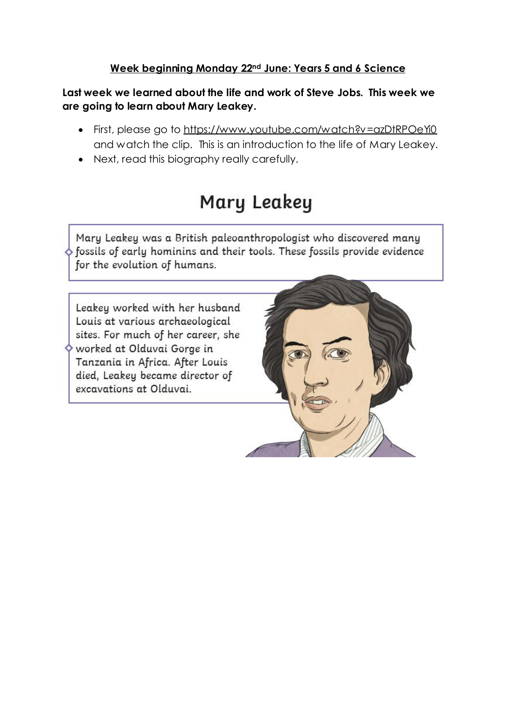**Week beginning Monday 22nd June: Years 5 and 6 Science**

**Last week we learned about the life and work of Steve Jobs. This week we are going to learn about Mary Leakey.**

- First, please go to https://www.youtube.com/watch?v=azDtRPOeYi0 and watch the clip. This is an introduction to the life of Mary Leakey.
- Next, read this biography really carefully.

# Mary Leakey

Mary Leakey was a British paleoanthropologist who discovered many fossils of early hominins and their tools. These fossils provide evidence for the evolution of humans.

Leakey worked with her husband Louis at various archaeological sites. For much of her career, she worked at Olduvai Gorge in Tanzania in Africa. After Louis died, Leakey became director of excavations at Olduvai.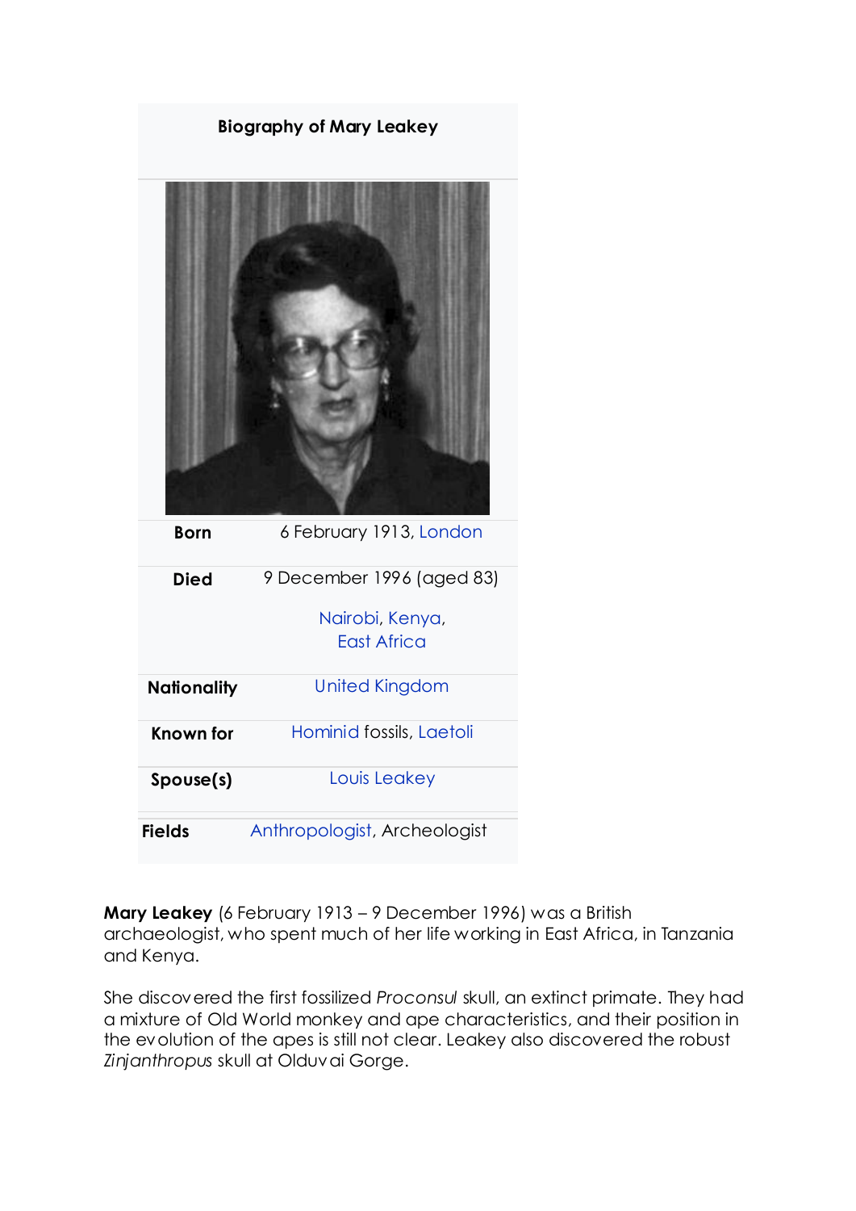**Biography of Mary Leakey**

| | |
|---|---|
| **Born** | 6 February 1913, London |
| **Died** | 9 December 1996 (aged 83) Nairobi, Kenya, East Africa |
| **Nationality** | United Kingdom |
| **Known for** | Hominid fossils, Laetoli |
| **Spouse(s)** | Louis Leakey |
| **Fields** | Anthropologist, Archeologist |

**Mary Leakey** (6 February 1913 – 9 December 1996) was a British archaeologist, who spent much of her life working in East Africa, in Tanzania and Kenya.

She discovered the first fossilized *Proconsul* skull, an extinct primate. They had a mixture of Old World monkey and ape characteristics, and their position in the evolution of the apes is still not clear. Leakey also discovered the robust *Zinjanthropus* skull at Olduvai Gorge.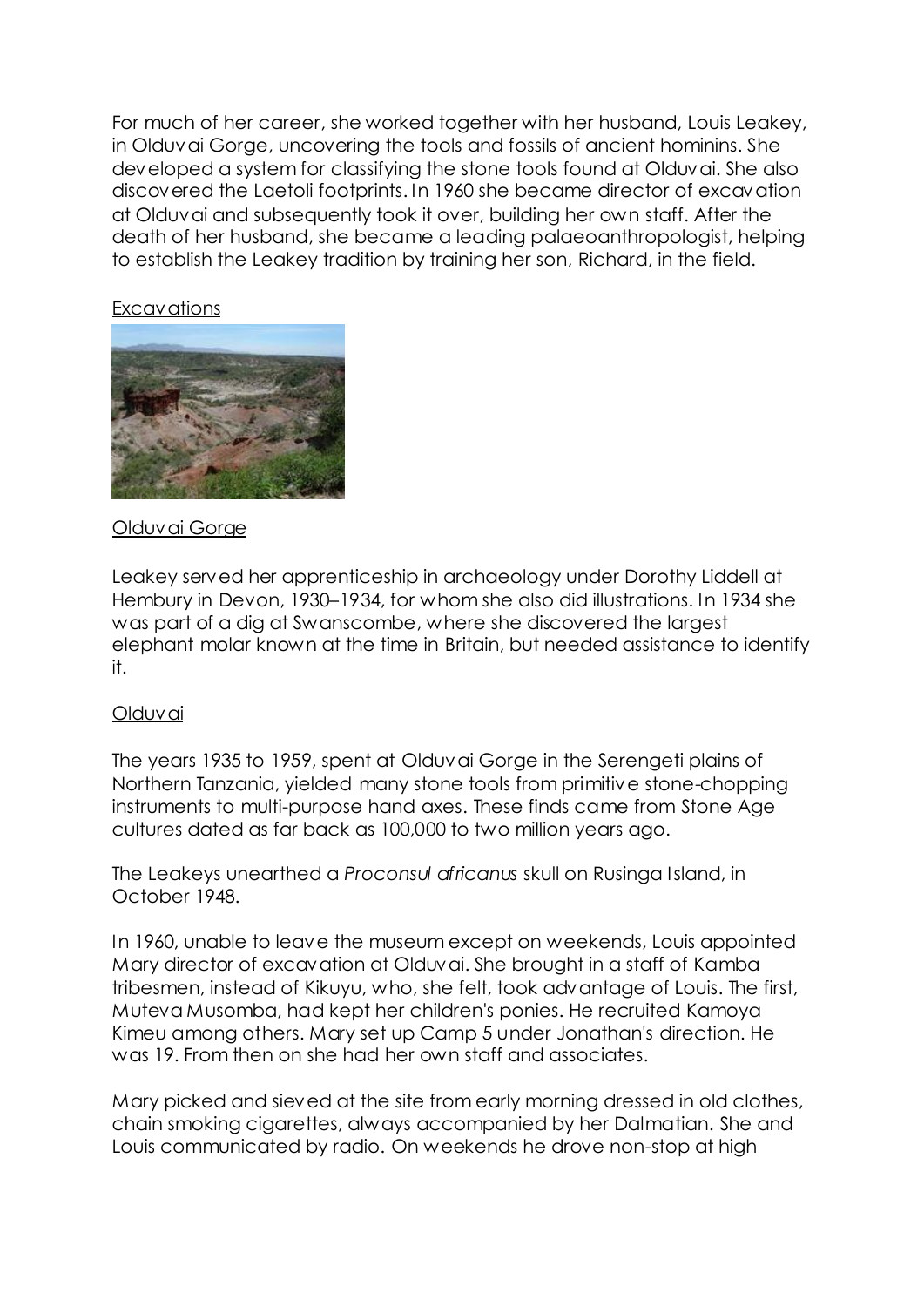For much of her career, she worked together with her husband, Louis Leakey, in Olduvai Gorge, uncovering the tools and fossils of ancient hominins. She developed a system for classifying the stone tools found at Olduvai. She also discovered the Laetoli footprints. In 1960 she became director of excavation at Olduvai and subsequently took it over, building her own staff. After the death of her husband, she became a leading palaeoanthropologist, helping to establish the Leakey tradition by training her son, Richard, in the field.

Excavations

Olduvai Gorge

Leakey served her apprenticeship in archaeology under Dorothy Liddell at Hembury in Devon, 1930–1934, for whom she also did illustrations. In 1934 she was part of a dig at Swanscombe, where she discovered the largest elephant molar known at the time in Britain, but needed assistance to identify it.

Olduvai

The years 1935 to 1959, spent at Olduvai Gorge in the Serengeti plains of Northern Tanzania, yielded many stone tools from primitive stone-chopping instruments to multi-purpose hand axes. These finds came from Stone Age cultures dated as far back as 100,000 to two million years ago.

The Leakeys unearthed a *Proconsul africanus* skull on Rusinga Island, in October 1948.

In 1960, unable to leave the museum except on weekends, Louis appointed Mary director of excavation at Olduvai. She brought in a staff of Kamba tribesmen, instead of Kikuyu, who, she felt, took advantage of Louis. The first, Muteva Musomba, had kept her children's ponies. He recruited Kamoya Kimeu among others. Mary set up Camp 5 under Jonathan's direction. He was 19. From then on she had her own staff and associates.

Mary picked and sieved at the site from early morning dressed in old clothes, chain smoking cigarettes, always accompanied by her Dalmatian. She and Louis communicated by radio. On weekends he drove non-stop at high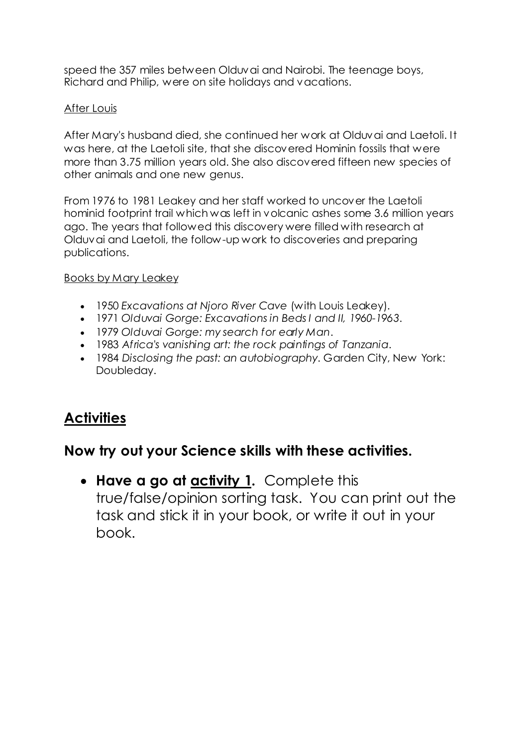speed the 357 miles between Olduvai and Nairobi. The teenage boys, Richard and Philip, were on site holidays and vacations.

<u>After Louis</u>

After Mary's husband died, she continued her work at Olduvai and Laetoli. It was here, at the Laetoli site, that she discovered Hominin fossils that were more than 3.75 million years old. She also discovered fifteen new species of other animals and one new genus.

From 1976 to 1981 Leakey and her staff worked to uncover the Laetoli hominid footprint trail which was left in volcanic ashes some 3.6 million years ago. The years that followed this discovery were filled with research at Olduvai and Laetoli, the follow-up work to discoveries and preparing publications.

<u>Books by Mary Leakey</u>

- 1950 *Excavations at Njoro River Cave* (with Louis Leakey).
- 1971 *Olduvai Gorge: Excavations in Beds I and II, 1960-1963*.
- 1979 *Olduvai Gorge: my search for early Man*.
- 1983 *Africa's vanishing art: the rock paintings of Tanzania*.
- 1984 *Disclosing the past: an autobiography*. Garden City, New York: Doubleday.

## <u>Activities</u>

### Now try out your Science skills with these activities.

- **Have a go at <u>activity 1</u>.** Complete this true/false/opinion sorting task. You can print out the task and stick it in your book, or write it out in your book.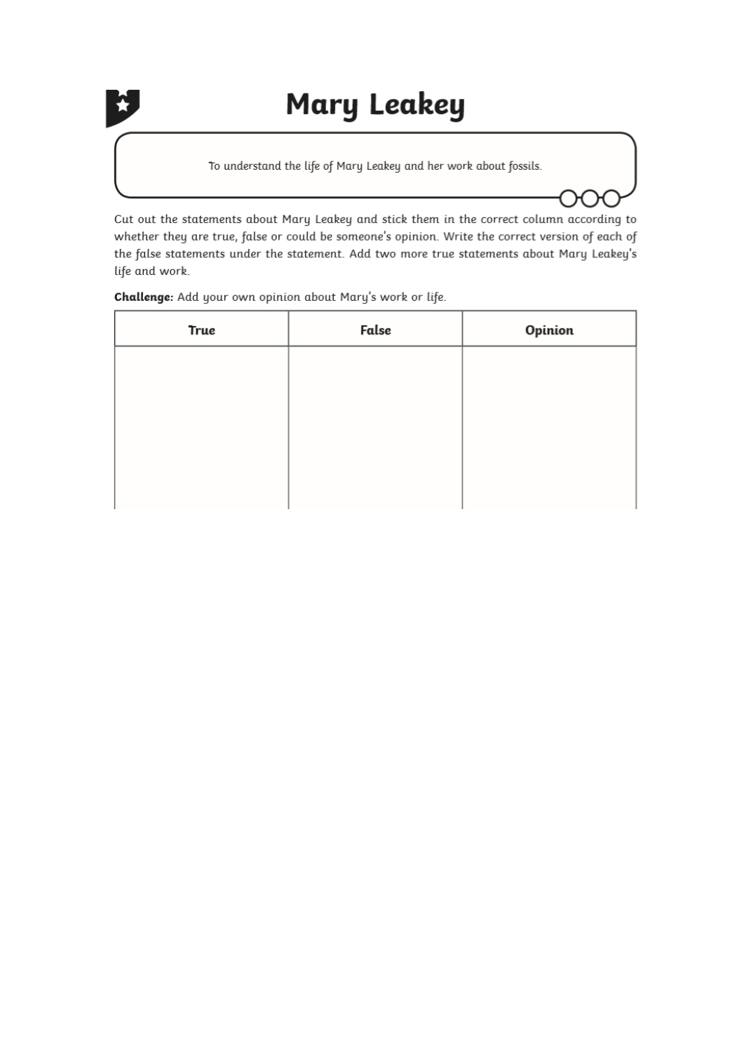# Mary Leakey

To understand the life of Mary Leakey and her work about fossils.

Cut out the statements about Mary Leakey and stick them in the correct column according to whether they are true, false or could be someone's opinion. Write the correct version of each of the false statements under the statement. Add two more true statements about Mary Leakey's life and work.

**Challenge:** Add your own opinion about Mary's work or life.

| True | False | Opinion |
| --- | --- | --- |
| | | |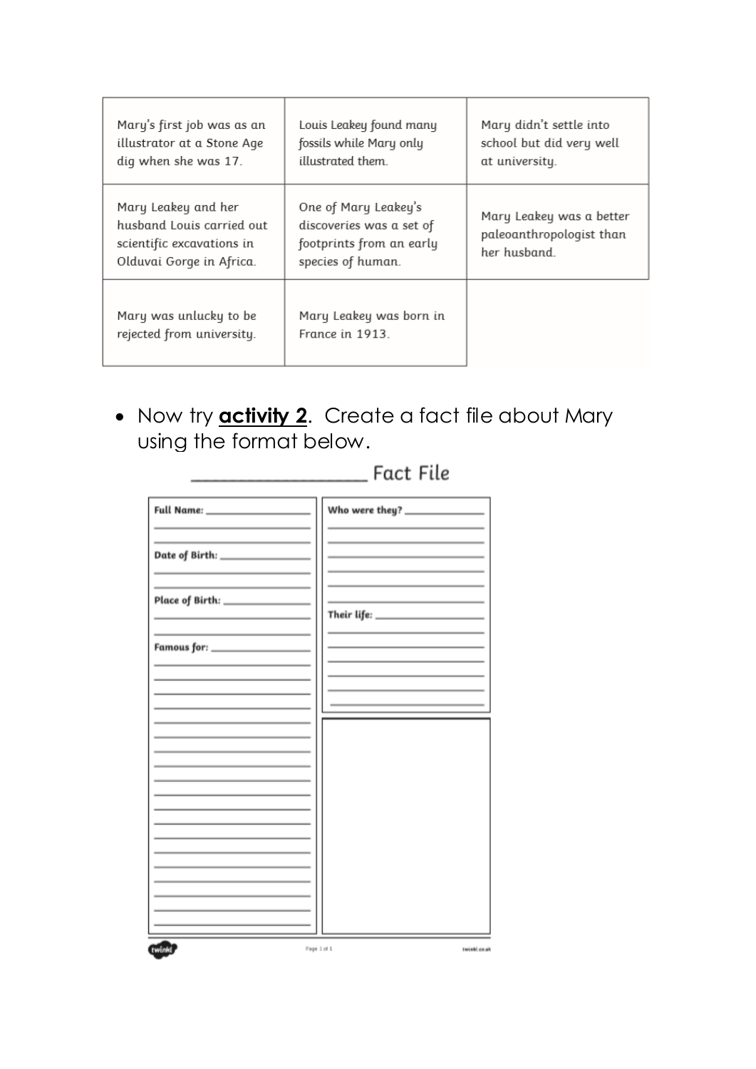| | | |
|---|---|---|
| Mary's first job was as an illustrator at a Stone Age dig when she was 17. | Louis Leakey found many fossils while Mary only illustrated them. | Mary didn't settle into school but did very well at university. |
| Mary Leakey and her husband Louis carried out scientific excavations in Olduvai Gorge in Africa. | One of Mary Leakey's discoveries was a set of footprints from an early species of human. | Mary Leakey was a better paleoanthropologist than her husband. |
| Mary was unlucky to be rejected from university. | Mary Leakey was born in France in 1913. | |

- Now try **activity 2**. Create a fact file about Mary using the format below.

## ________________ Fact File

**Full Name:** ________________

________________

**Date of Birth:** ________________

________________

**Place of Birth:** ________________

________________

**Famous for:** ________________

________________

**Who were they?** ________________

________________

**Their life:** ________________

________________